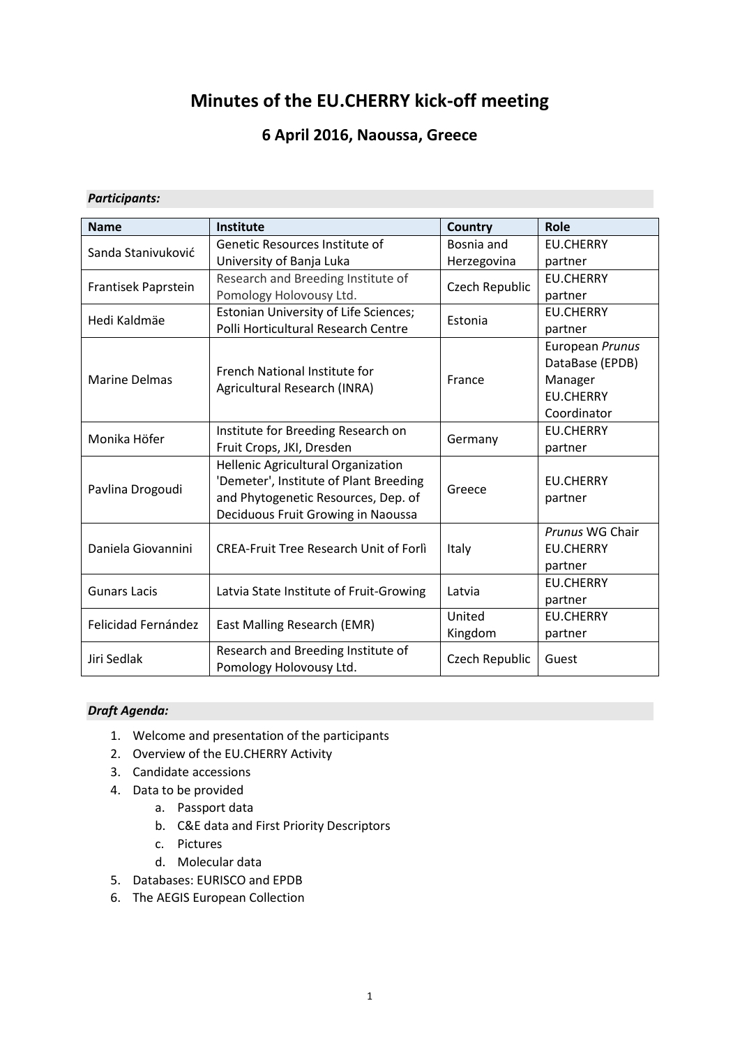# Minutes of the EU.CHERRY kick-off meeting

## 6 April 2016, Naoussa, Greece

***Participants:***

| Name | Institute | Country | Role |
|---|---|---|---|
| Sanda Stanivuković | Genetic Resources Institute of University of Banja Luka | Bosnia and Herzegovina | EU.CHERRY partner |
| Frantisek Paprstein | Research and Breeding Institute of Pomology Holovousy Ltd. | Czech Republic | EU.CHERRY partner |
| Hedi Kaldmäe | Estonian University of Life Sciences; Polli Horticultural Research Centre | Estonia | EU.CHERRY partner |
| Marine Delmas | French National Institute for Agricultural Research (INRA) | France | European *Prunus* DataBase (EPDB) Manager EU.CHERRY Coordinator |
| Monika Höfer | Institute for Breeding Research on Fruit Crops, JKI, Dresden | Germany | EU.CHERRY partner |
| Pavlina Drogoudi | Hellenic Agricultural Organization 'Demeter', Institute of Plant Breeding and Phytogenetic Resources, Dep. of Deciduous Fruit Growing in Naoussa | Greece | EU.CHERRY partner |
| Daniela Giovannini | CREA-Fruit Tree Research Unit of Forlì | Italy | *Prunus* WG Chair EU.CHERRY partner |
| Gunars Lacis | Latvia State Institute of Fruit-Growing | Latvia | EU.CHERRY partner |
| Felicidad Fernández | East Malling Research (EMR) | United Kingdom | EU.CHERRY partner |
| Jiri Sedlak | Research and Breeding Institute of Pomology Holovousy Ltd. | Czech Republic | Guest |

***Draft Agenda:***

1. Welcome and presentation of the participants
2. Overview of the EU.CHERRY Activity
3. Candidate accessions
4. Data to be provided
    a. Passport data
    b. C&E data and First Priority Descriptors
    c. Pictures
    d. Molecular data
5. Databases: EURISCO and EPDB
6. The AEGIS European Collection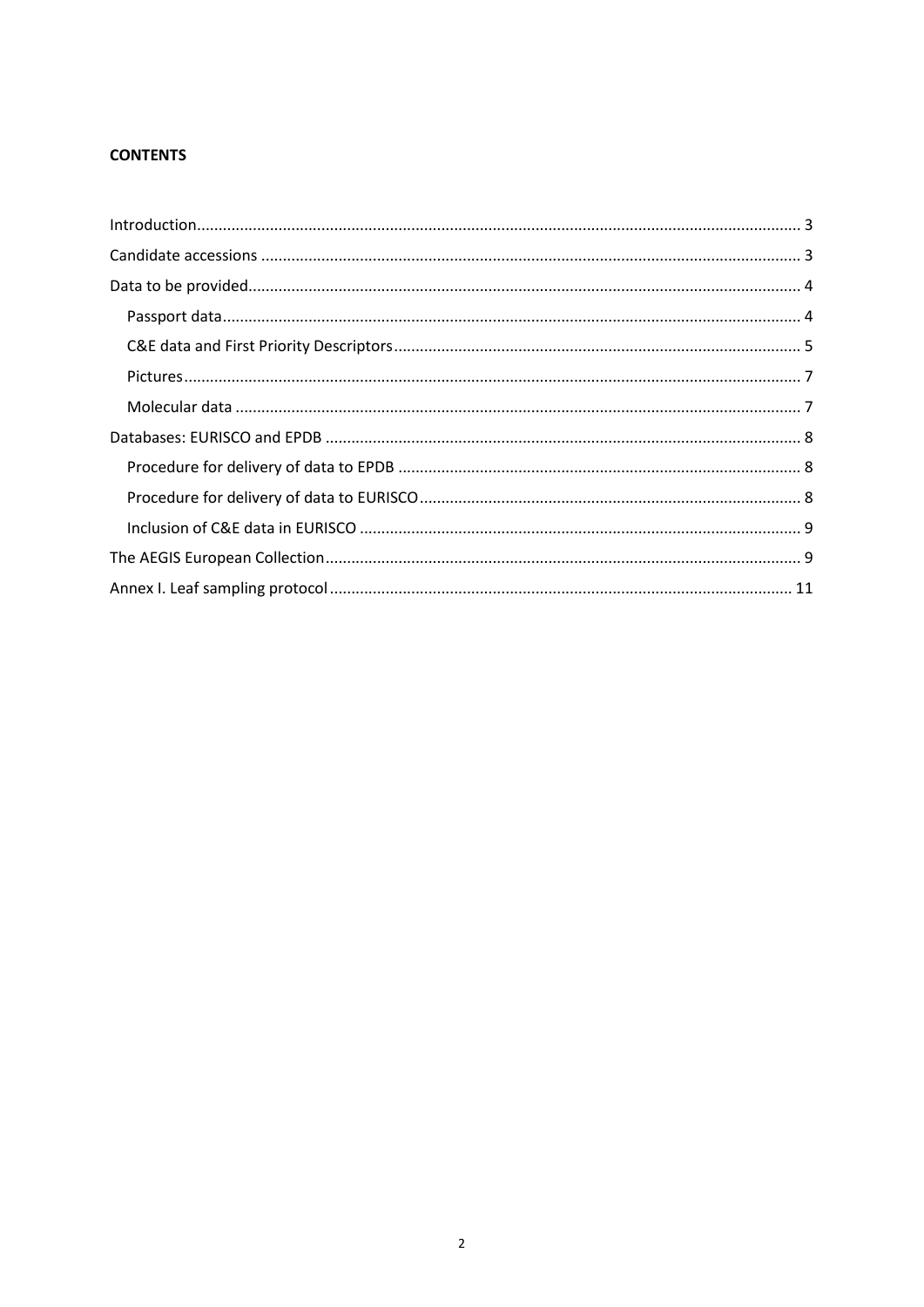**CONTENTS**

- Introduction ........ 3
- Candidate accessions ........ 3
- Data to be provided ........ 4
  - Passport data ........ 4
  - C&E data and First Priority Descriptors ........ 5
  - Pictures ........ 7
  - Molecular data ........ 7
- Databases: EURISCO and EPDB ........ 8
  - Procedure for delivery of data to EPDB ........ 8
  - Procedure for delivery of data to EURISCO ........ 8
  - Inclusion of C&E data in EURISCO ........ 9
- The AEGIS European Collection ........ 9
- Annex I. Leaf sampling protocol ........ 11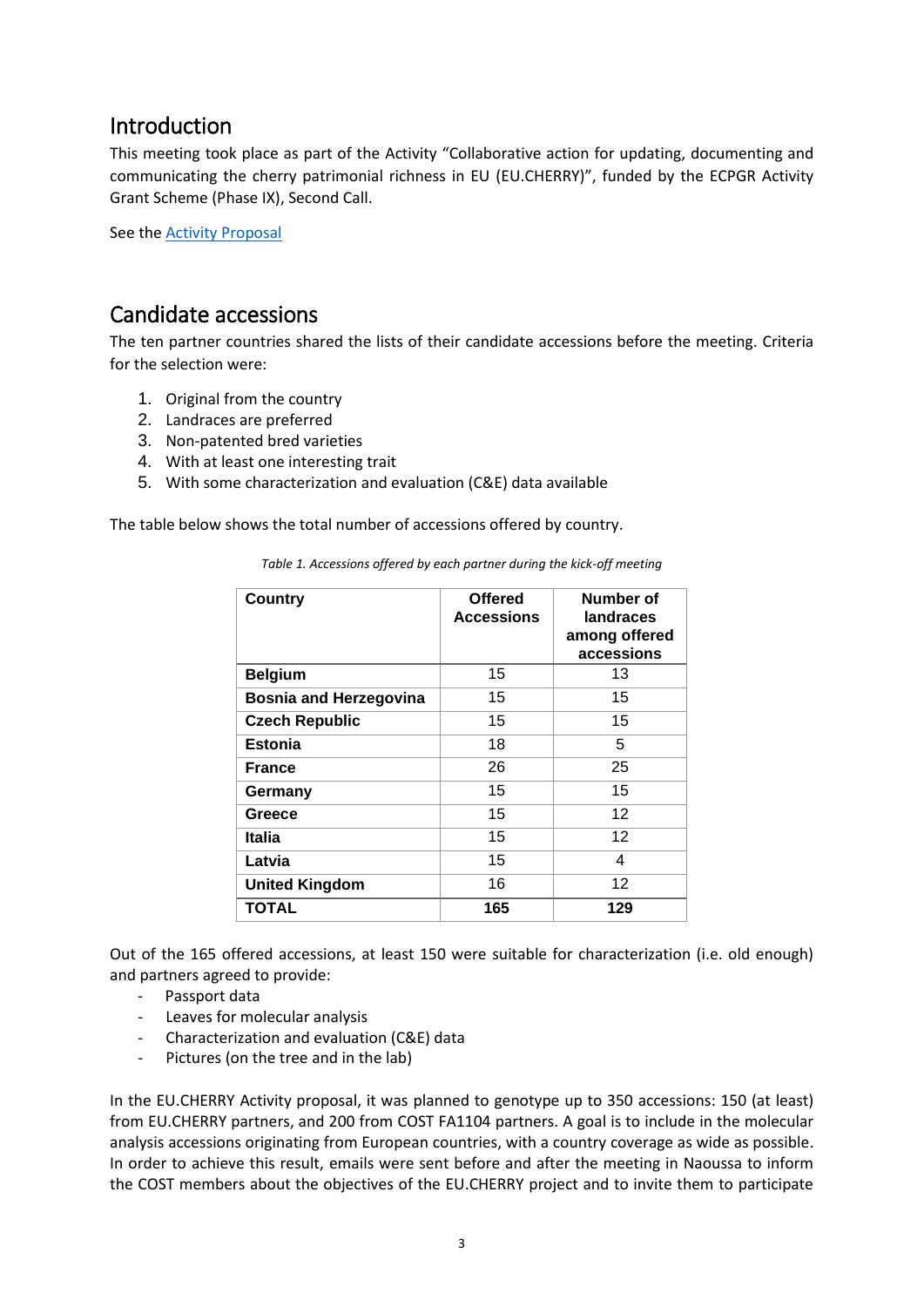## Introduction

This meeting took place as part of the Activity "Collaborative action for updating, documenting and communicating the cherry patrimonial richness in EU (EU.CHERRY)", funded by the ECPGR Activity Grant Scheme (Phase IX), Second Call.

See the Activity Proposal

## Candidate accessions

The ten partner countries shared the lists of their candidate accessions before the meeting. Criteria for the selection were:

1. Original from the country
2. Landraces are preferred
3. Non-patented bred varieties
4. With at least one interesting trait
5. With some characterization and evaluation (C&E) data available

The table below shows the total number of accessions offered by country.

*Table 1. Accessions offered by each partner during the kick-off meeting*

| Country | Offered Accessions | Number of landraces among offered accessions |
|---|---|---|
| **Belgium** | 15 | 13 |
| **Bosnia and Herzegovina** | 15 | 15 |
| **Czech Republic** | 15 | 15 |
| **Estonia** | 18 | 5 |
| **France** | 26 | 25 |
| **Germany** | 15 | 15 |
| **Greece** | 15 | 12 |
| **Italia** | 15 | 12 |
| **Latvia** | 15 | 4 |
| **United Kingdom** | 16 | 12 |
| **TOTAL** | **165** | **129** |

Out of the 165 offered accessions, at least 150 were suitable for characterization (i.e. old enough) and partners agreed to provide:

- Passport data
- Leaves for molecular analysis
- Characterization and evaluation (C&E) data
- Pictures (on the tree and in the lab)

In the EU.CHERRY Activity proposal, it was planned to genotype up to 350 accessions: 150 (at least) from EU.CHERRY partners, and 200 from COST FA1104 partners. A goal is to include in the molecular analysis accessions originating from European countries, with a country coverage as wide as possible. In order to achieve this result, emails were sent before and after the meeting in Naoussa to inform the COST members about the objectives of the EU.CHERRY project and to invite them to participate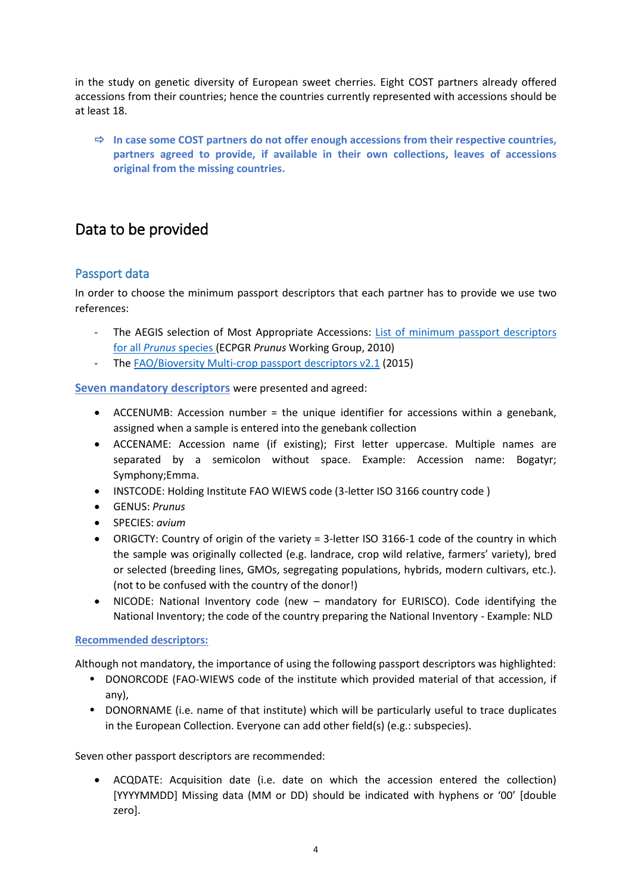in the study on genetic diversity of European sweet cherries. Eight COST partners already offered accessions from their countries; hence the countries currently represented with accessions should be at least 18.

⇨ **In case some COST partners do not offer enough accessions from their respective countries, partners agreed to provide, if available in their own collections, leaves of accessions original from the missing countries.**

# Data to be provided

## Passport data

In order to choose the minimum passport descriptors that each partner has to provide we use two references:

- The AEGIS selection of Most Appropriate Accessions: List of minimum passport descriptors for all *Prunus* species (ECPGR *Prunus* Working Group, 2010)
- The FAO/Bioversity Multi-crop passport descriptors v2.1 (2015)

**Seven mandatory descriptors** were presented and agreed:

- ACCENUMB: Accession number = the unique identifier for accessions within a genebank, assigned when a sample is entered into the genebank collection
- ACCENAME: Accession name (if existing); First letter uppercase. Multiple names are separated by a semicolon without space. Example: Accession name: Bogatyr; Symphony;Emma.
- INSTCODE: Holding Institute FAO WIEWS code (3-letter ISO 3166 country code )
- GENUS: *Prunus*
- SPECIES: *avium*
- ORIGCTY: Country of origin of the variety = 3-letter ISO 3166-1 code of the country in which the sample was originally collected (e.g. landrace, crop wild relative, farmers' variety), bred or selected (breeding lines, GMOs, segregating populations, hybrids, modern cultivars, etc.). (not to be confused with the country of the donor!)
- NICODE: National Inventory code (new – mandatory for EURISCO). Code identifying the National Inventory; the code of the country preparing the National Inventory - Example: NLD

**Recommended descriptors:**

Although not mandatory, the importance of using the following passport descriptors was highlighted:

- DONORCODE (FAO-WIEWS code of the institute which provided material of that accession, if any),
- DONORNAME (i.e. name of that institute) which will be particularly useful to trace duplicates in the European Collection. Everyone can add other field(s) (e.g.: subspecies).

Seven other passport descriptors are recommended:

- ACQDATE: Acquisition date (i.e. date on which the accession entered the collection) [YYYYMMDD] Missing data (MM or DD) should be indicated with hyphens or '00' [double zero].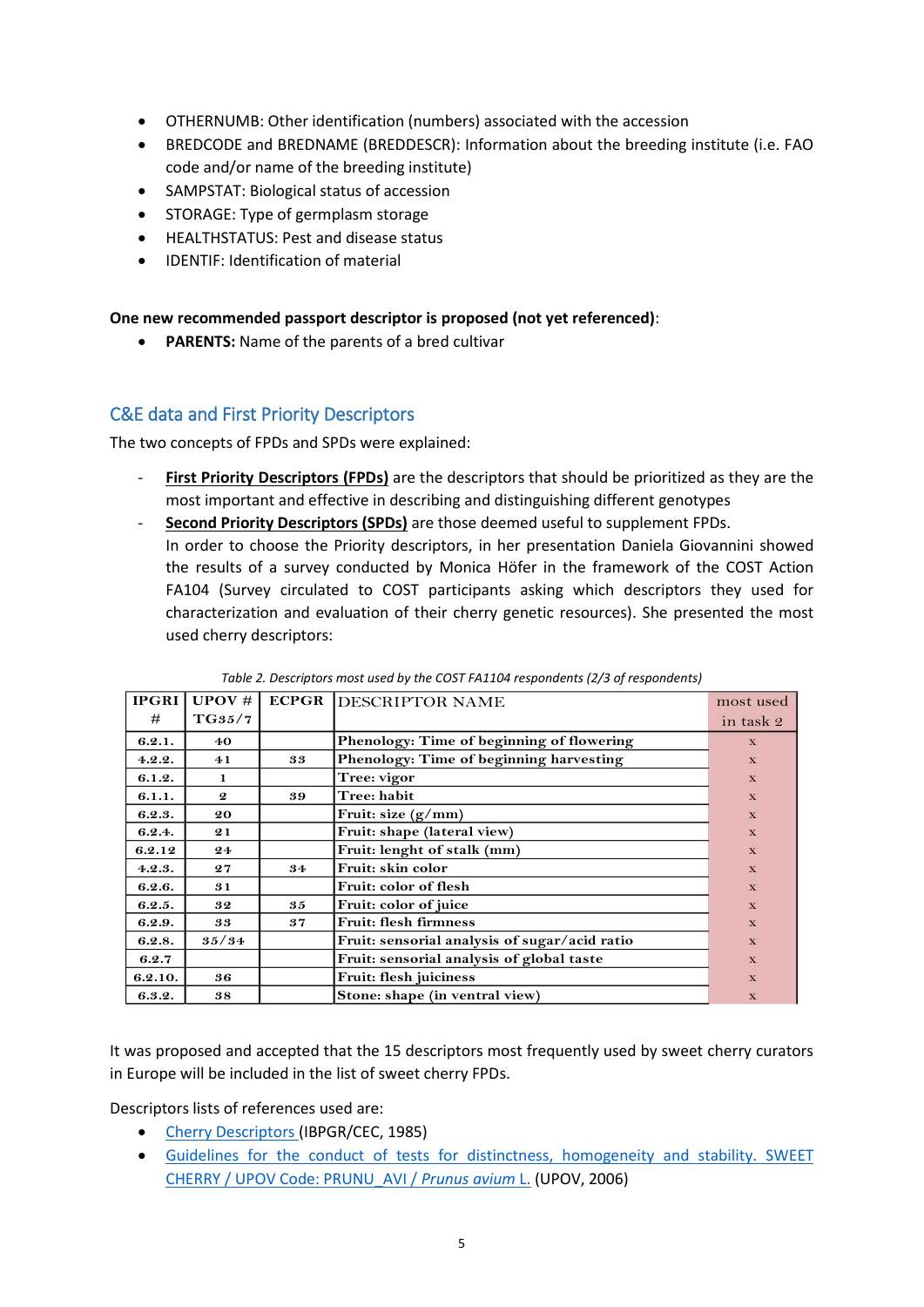- OTHERNUMB: Other identification (numbers) associated with the accession
- BREDCODE and BREDNAME (BREDDESCR): Information about the breeding institute (i.e. FAO code and/or name of the breeding institute)
- SAMPSTAT: Biological status of accession
- STORAGE: Type of germplasm storage
- HEALTHSTATUS: Pest and disease status
- IDENTIF: Identification of material

**One new recommended passport descriptor is proposed (not yet referenced)**:

- **PARENTS:** Name of the parents of a bred cultivar

## C&E data and First Priority Descriptors

The two concepts of FPDs and SPDs were explained:

- **First Priority Descriptors (FPDs)** are the descriptors that should be prioritized as they are the most important and effective in describing and distinguishing different genotypes
- **Second Priority Descriptors (SPDs)** are those deemed useful to supplement FPDs.
  In order to choose the Priority descriptors, in her presentation Daniela Giovannini showed the results of a survey conducted by Monica Höfer in the framework of the COST Action FA104 (Survey circulated to COST participants asking which descriptors they used for characterization and evaluation of their cherry genetic resources). She presented the most used cherry descriptors:

*Table 2. Descriptors most used by the COST FA1104 respondents (2/3 of respondents)*

| IPGRI # | UPOV # TG35/7 | ECPGR | DESCRIPTOR NAME | most used in task 2 |
|---|---|---|---|---|
| 6.2.1. | 40 | | Phenology: Time of beginning of flowering | x |
| 4.2.2. | 41 | 33 | Phenology: Time of beginning harvesting | x |
| 6.1.2. | 1 | | Tree: vigor | x |
| 6.1.1. | 2 | 39 | Tree: habit | x |
| 6.2.3. | 20 | | Fruit: size (g/mm) | x |
| 6.2.4. | 21 | | Fruit: shape (lateral view) | x |
| 6.2.12 | 24 | | Fruit: lenght of stalk (mm) | x |
| 4.2.3. | 27 | 34 | Fruit: skin color | x |
| 6.2.6. | 31 | | Fruit: color of flesh | x |
| 6.2.5. | 32 | 35 | Fruit: color of juice | x |
| 6.2.9. | 33 | 37 | Fruit: flesh firmness | x |
| 6.2.8. | 35/34 | | Fruit: sensorial analysis of sugar/acid ratio | x |
| 6.2.7 | | | Fruit: sensorial analysis of global taste | x |
| 6.2.10. | 36 | | Fruit: flesh juiciness | x |
| 6.3.2. | 38 | | Stone: shape (in ventral view) | x |

It was proposed and accepted that the 15 descriptors most frequently used by sweet cherry curators in Europe will be included in the list of sweet cherry FPDs.

Descriptors lists of references used are:

- Cherry Descriptors (IBPGR/CEC, 1985)
- Guidelines for the conduct of tests for distinctness, homogeneity and stability. SWEET CHERRY / UPOV Code: PRUNU_AVI / *Prunus avium* L. (UPOV, 2006)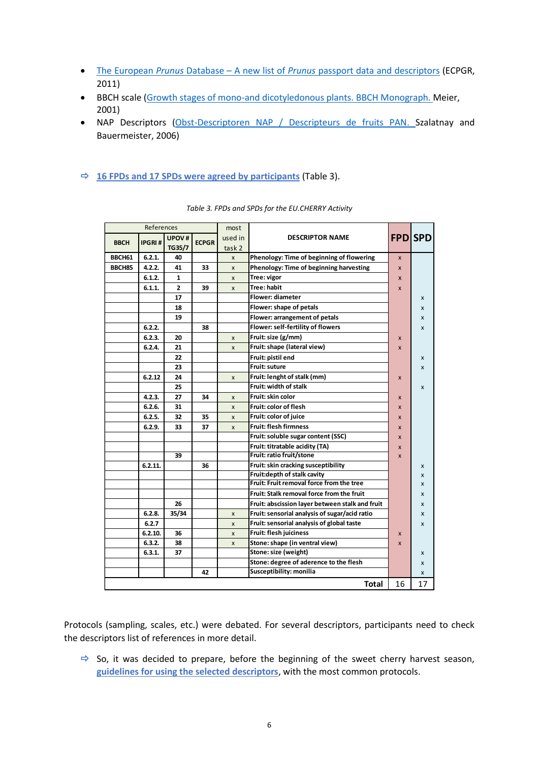- The European *Prunus* Database – A new list of *Prunus* passport data and descriptors (ECPGR, 2011)
- BBCH scale (Growth stages of mono-and dicotyledonous plants. BBCH Monograph. Meier, 2001)
- NAP Descriptors (Obst-Descriptoren NAP / Descripteurs de fruits PAN. Szalatnay and Bauermeister, 2006)

⇨ **16 FPDs and 17 SPDs were agreed by participants** (Table 3).

*Table 3. FPDs and SPDs for the EU.CHERRY Activity*

| References | | | | most used in task 2 | DESCRIPTOR NAME | FPD | SPD |
|---|---|---|---|---|---|---|---|
| BBCH | IPGRI # | UPOV # TG35/7 | ECPGR | | | | |
| BBCH61 | 6.2.1. | 40 | | x | Phenology: Time of beginning of flowering | x | |
| BBCH85 | 4.2.2. | 41 | 33 | x | Phenology: Time of beginning harvesting | x | |
| | 6.1.2. | 1 | | x | Tree: vigor | x | |
| | 6.1.1. | 2 | 39 | x | Tree: habit | x | |
| | | 17 | | | Flower: diameter | | x |
| | | 18 | | | Flower: shape of petals | | x |
| | | 19 | | | Flower: arrangement of petals | | x |
| | 6.2.2. | | 38 | | Flower: self-fertility of flowers | | x |
| | 6.2.3. | 20 | | x | Fruit: size (g/mm) | x | |
| | 6.2.4. | 21 | | x | Fruit: shape (lateral view) | x | |
| | | 22 | | | Fruit: pistil end | | x |
| | | 23 | | | Fruit: suture | | x |
| | 6.2.12 | 24 | | x | Fruit: lenght of stalk (mm) | x | |
| | | 25 | | | Fruit: width of stalk | | x |
| | 4.2.3. | 27 | 34 | x | Fruit: skin color | x | |
| | 6.2.6. | 31 | | x | Fruit: color of flesh | x | |
| | 6.2.5. | 32 | 35 | x | Fruit: color of juice | x | |
| | 6.2.9. | 33 | 37 | x | Fruit: flesh firmness | x | |
| | | | | | Fruit: soluble sugar content (SSC) | x | |
| | | | | | Fruit: titratable acidity (TA) | x | |
| | | 39 | | | Fruit: ratio fruit/stone | x | |
| | 6.2.11. | | 36 | | Fruit: skin cracking susceptibility | | x |
| | | | | | Fruit:depth of stalk cavity | | x |
| | | | | | Fruit: Fruit removal force from the tree | | x |
| | | | | | Fruit: Stalk removal force from the fruit | | x |
| | | 26 | | | Fruit: abscission layer between stalk and fruit | | x |
| | 6.2.8. | 35/34 | | x | Fruit: sensorial analysis of sugar/acid ratio | | x |
| | 6.2.7 | | | x | Fruit: sensorial analysis of global taste | | x |
| | 6.2.10. | 36 | | x | Fruit: flesh juiciness | x | |
| | 6.3.2. | 38 | | x | Stone: shape (in ventral view) | x | |
| | 6.3.1. | 37 | | | Stone: size (weight) | | x |
| | | | | | Stone: degree of aderence to the flesh | | x |
| | | | 42 | | Susceptibility: monilia | | x |
| | | | | | **Total** | 16 | 17 |

Protocols (sampling, scales, etc.) were debated. For several descriptors, participants need to check the descriptors list of references in more detail.

⇨ So, it was decided to prepare, before the beginning of the sweet cherry harvest season, **guidelines for using the selected descriptors**, with the most common protocols.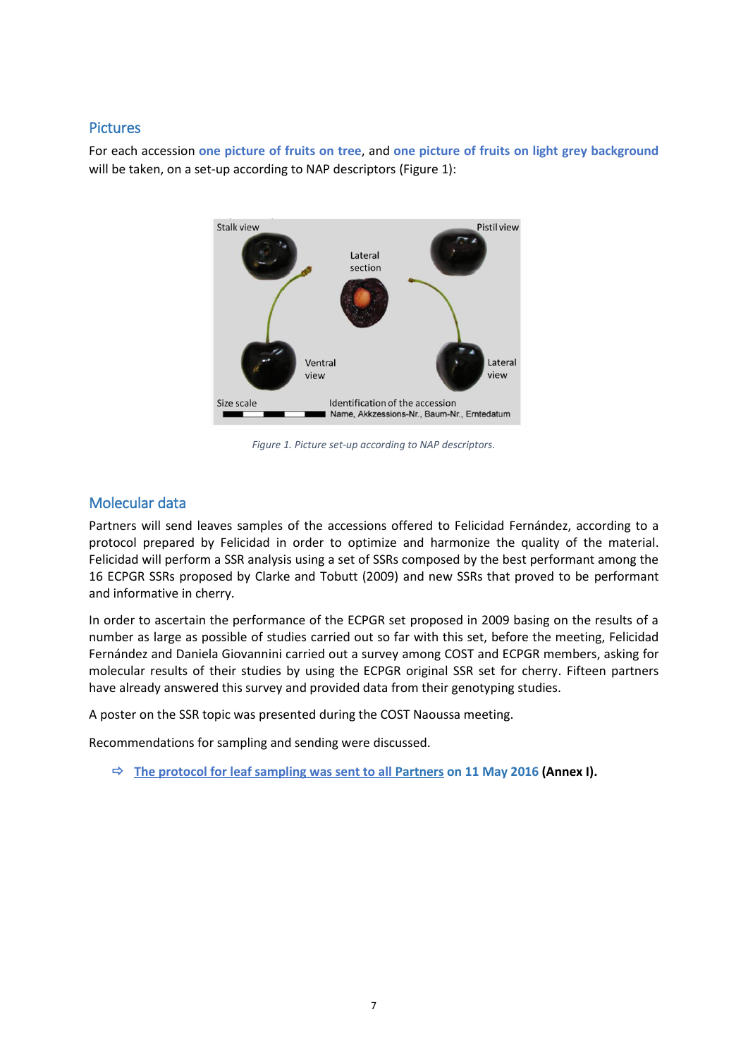## Pictures

For each accession **one picture of fruits on tree**, and **one picture of fruits on light grey background** will be taken, on a set-up according to NAP descriptors (Figure 1):

*Figure 1. Picture set-up according to NAP descriptors.*

## Molecular data

Partners will send leaves samples of the accessions offered to Felicidad Fernández, according to a protocol prepared by Felicidad in order to optimize and harmonize the quality of the material. Felicidad will perform a SSR analysis using a set of SSRs composed by the best performant among the 16 ECPGR SSRs proposed by Clarke and Tobutt (2009) and new SSRs that proved to be performant and informative in cherry.

In order to ascertain the performance of the ECPGR set proposed in 2009 basing on the results of a number as large as possible of studies carried out so far with this set, before the meeting, Felicidad Fernández and Daniela Giovannini carried out a survey among COST and ECPGR members, asking for molecular results of their studies by using the ECPGR original SSR set for cherry. Fifteen partners have already answered this survey and provided data from their genotyping studies.

A poster on the SSR topic was presented during the COST Naoussa meeting.

Recommendations for sampling and sending were discussed.

⇨ **The protocol for leaf sampling was sent to all Partners on 11 May 2016 (Annex I).**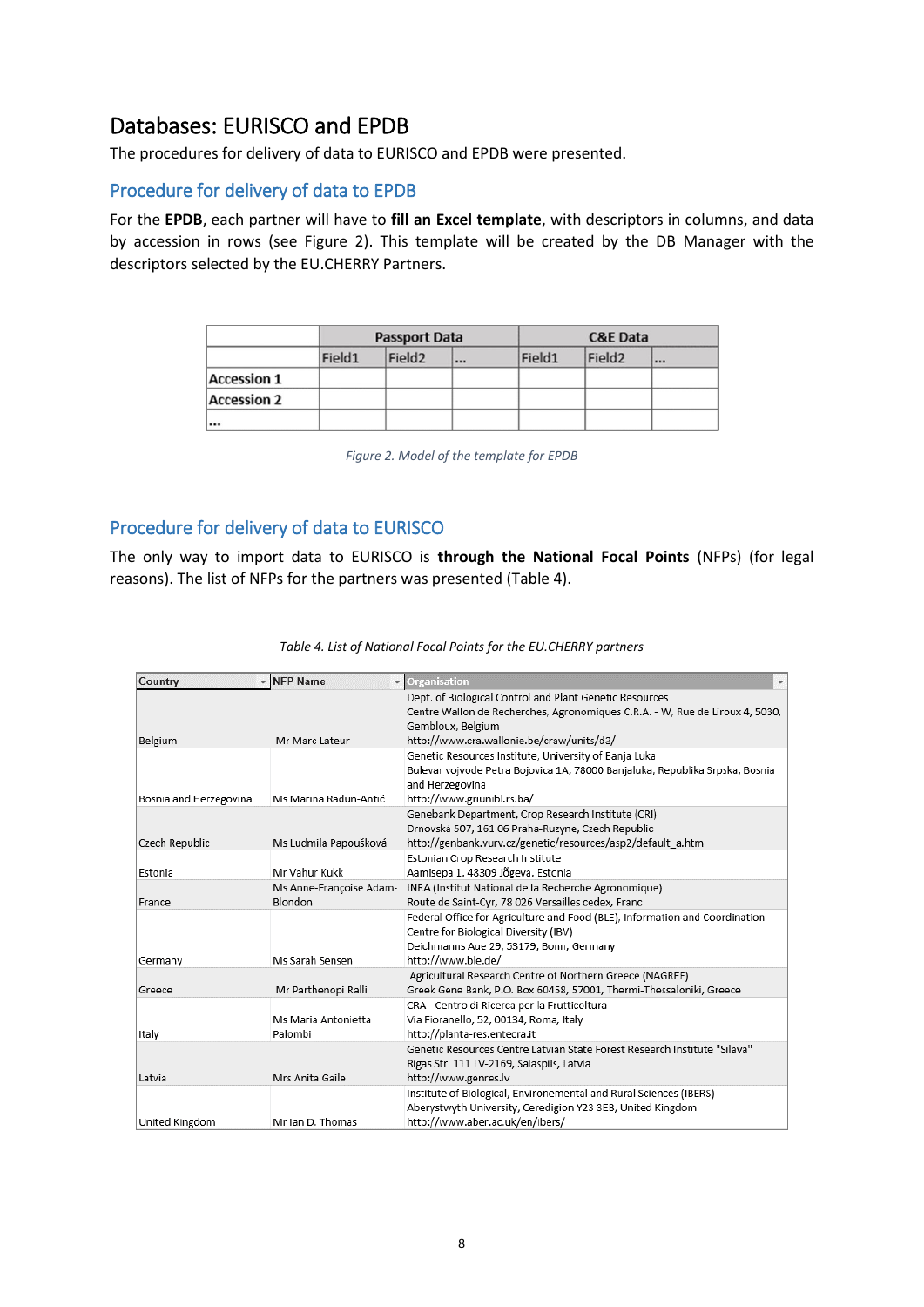# Databases: EURISCO and EPDB

The procedures for delivery of data to EURISCO and EPDB were presented.

## Procedure for delivery of data to EPDB

For the **EPDB**, each partner will have to **fill an Excel template**, with descriptors in columns, and data by accession in rows (see Figure 2). This template will be created by the DB Manager with the descriptors selected by the EU.CHERRY Partners.

| | Passport Data | | | C&E Data | | |
|---|---|---|---|---|---|---|
| | Field1 | Field2 | ... | Field1 | Field2 | ... |
| **Accession 1** | | | | | | |
| **Accession 2** | | | | | | |
| **...** | | | | | | |

*Figure 2. Model of the template for EPDB*

## Procedure for delivery of data to EURISCO

The only way to import data to EURISCO is **through the National Focal Points** (NFPs) (for legal reasons). The list of NFPs for the partners was presented (Table 4).

*Table 4. List of National Focal Points for the EU.CHERRY partners*

| Country | NFP Name | Organisation |
|---|---|---|
| Belgium | Mr Marc Lateur | Dept. of Biological Control and Plant Genetic Resources<br>Centre Wallon de Recherches, Agronomiques C.R.A. - W, Rue de Liroux 4, 5030, Gembloux, Belgium<br>http://www.cra.wallonie.be/craw/units/d3/ |
| Bosnia and Herzegovina | Ms Marina Radun-Antić | Genetic Resources Institute, University of Banja Luka<br>Bulevar vojvode Petra Bojovica 1A, 78000 Banjaluka, Republika Srpska, Bosnia and Herzegovina<br>http://www.griunibl.rs.ba/ |
| Czech Republic | Ms Ludmila Papoušková | Genebank Department, Crop Research Institute (CRI)<br>Drnovská 507, 161 06 Praha-Ruzyne, Czech Republic<br>http://genbank.vurv.cz/genetic/resources/asp2/default_a.htm |
| Estonia | Mr Vahur Kukk | Estonian Crop Research Institute<br>Aamisepa 1, 48309 Jõgeva, Estonia |
| France | Ms Anne-Françoise Adam-Blondon | INRA (Institut National de la Recherche Agronomique)<br>Route de Saint-Cyr, 78 026 Versailles cedex, Franc |
| Germany | Ms Sarah Sensen | Federal Office for Agriculture and Food (BLE), Information and Coordination Centre for Biological Diversity (IBV)<br>Deichmanns Aue 29, 53179, Bonn, Germany<br>http://www.ble.de/ |
| Greece | Mr Parthenopi Ralli | Agricultural Research Centre of Northern Greece (NAGREF)<br>Greek Gene Bank, P.O. Box 60458, 57001, Thermi-Thessaloniki, Greece |
| Italy | Ms Maria Antonietta Palombi | CRA - Centro di Ricerca per la Frutticoltura<br>Via Fioranello, 52, 00134, Roma, Italy<br>http://planta-res.entecra.it |
| Latvia | Mrs Anita Gaile | Genetic Resources Centre Latvian State Forest Research Institute "Silava"<br>Rigas Str. 111 LV-2169, Salaspils, Latvia<br>http://www.genres.lv |
| United Kingdom | Mr Ian D. Thomas | Institute of Biological, Environemental and Rural Sciences (IBERS)<br>Aberystwyth University, Ceredigion Y23 3EB, United Kingdom<br>http://www.aber.ac.uk/en/ibers/ |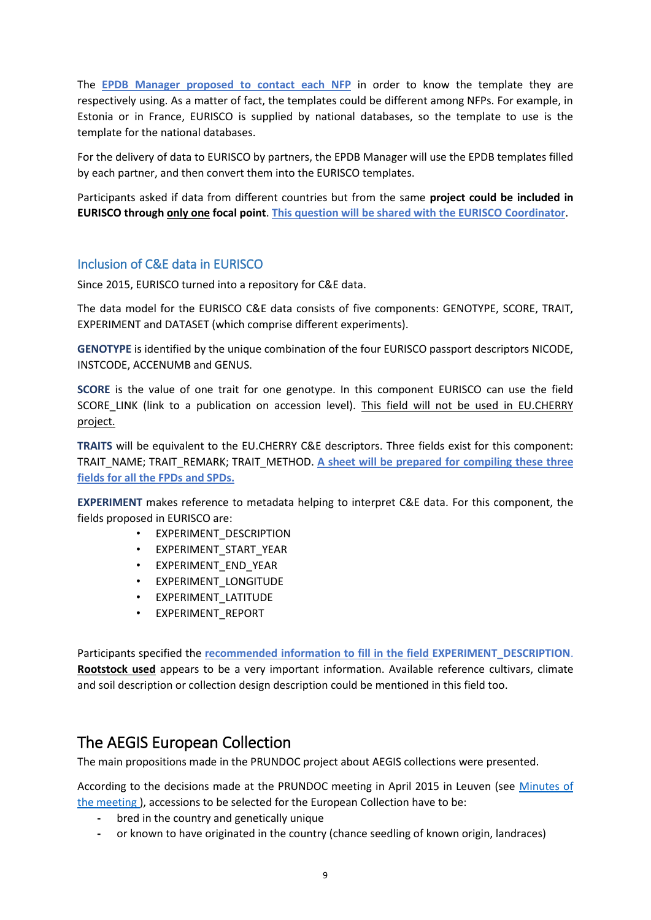The **EPDB Manager proposed to contact each NFP** in order to know the template they are respectively using. As a matter of fact, the templates could be different among NFPs. For example, in Estonia or in France, EURISCO is supplied by national databases, so the template to use is the template for the national databases.

For the delivery of data to EURISCO by partners, the EPDB Manager will use the EPDB templates filled by each partner, and then convert them into the EURISCO templates.

Participants asked if data from different countries but from the same **project could be included in EURISCO through only one focal point**. **This question will be shared with the EURISCO Coordinator**.

### Inclusion of C&E data in EURISCO

Since 2015, EURISCO turned into a repository for C&E data.

The data model for the EURISCO C&E data consists of five components: GENOTYPE, SCORE, TRAIT, EXPERIMENT and DATASET (which comprise different experiments).

**GENOTYPE** is identified by the unique combination of the four EURISCO passport descriptors NICODE, INSTCODE, ACCENUMB and GENUS.

**SCORE** is the value of one trait for one genotype. In this component EURISCO can use the field SCORE_LINK (link to a publication on accession level). This field will not be used in EU.CHERRY project.

**TRAITS** will be equivalent to the EU.CHERRY C&E descriptors. Three fields exist for this component: TRAIT_NAME; TRAIT_REMARK; TRAIT_METHOD. **A sheet will be prepared for compiling these three fields for all the FPDs and SPDs.**

**EXPERIMENT** makes reference to metadata helping to interpret C&E data. For this component, the fields proposed in EURISCO are:

- EXPERIMENT_DESCRIPTION
- EXPERIMENT_START_YEAR
- EXPERIMENT_END_YEAR
- EXPERIMENT_LONGITUDE
- EXPERIMENT_LATITUDE
- EXPERIMENT_REPORT

Participants specified the **recommended information to fill in the field EXPERIMENT_DESCRIPTION**. **Rootstock used** appears to be a very important information. Available reference cultivars, climate and soil description or collection design description could be mentioned in this field too.

## The AEGIS European Collection

The main propositions made in the PRUNDOC project about AEGIS collections were presented.

According to the decisions made at the PRUNDOC meeting in April 2015 in Leuven (see Minutes of the meeting ), accessions to be selected for the European Collection have to be:

- bred in the country and genetically unique
- or known to have originated in the country (chance seedling of known origin, landraces)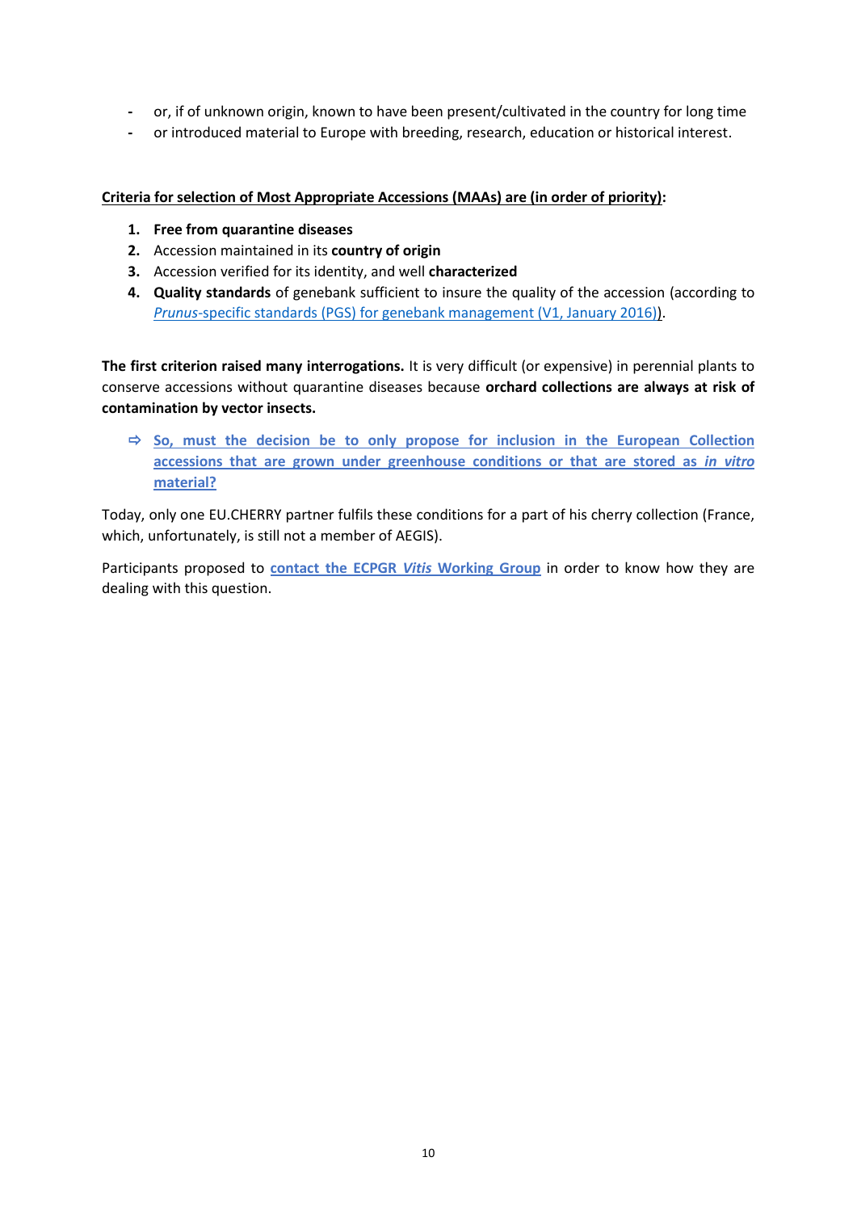- or, if of unknown origin, known to have been present/cultivated in the country for long time
- or introduced material to Europe with breeding, research, education or historical interest.

**Criteria for selection of Most Appropriate Accessions (MAAs) are (in order of priority):**

1. **Free from quarantine diseases**
2. Accession maintained in its **country of origin**
3. Accession verified for its identity, and well **characterized**
4. **Quality standards** of genebank sufficient to insure the quality of the accession (according to *Prunus*-specific standards (PGS) for genebank management (V1, January 2016)).

**The first criterion raised many interrogations.** It is very difficult (or expensive) in perennial plants to conserve accessions without quarantine diseases because **orchard collections are always at risk of contamination by vector insects.**

⇨ **So, must the decision be to only propose for inclusion in the European Collection accessions that are grown under greenhouse conditions or that are stored as *in vitro* material?**

Today, only one EU.CHERRY partner fulfils these conditions for a part of his cherry collection (France, which, unfortunately, is still not a member of AEGIS).

Participants proposed to **contact the ECPGR *Vitis* Working Group** in order to know how they are dealing with this question.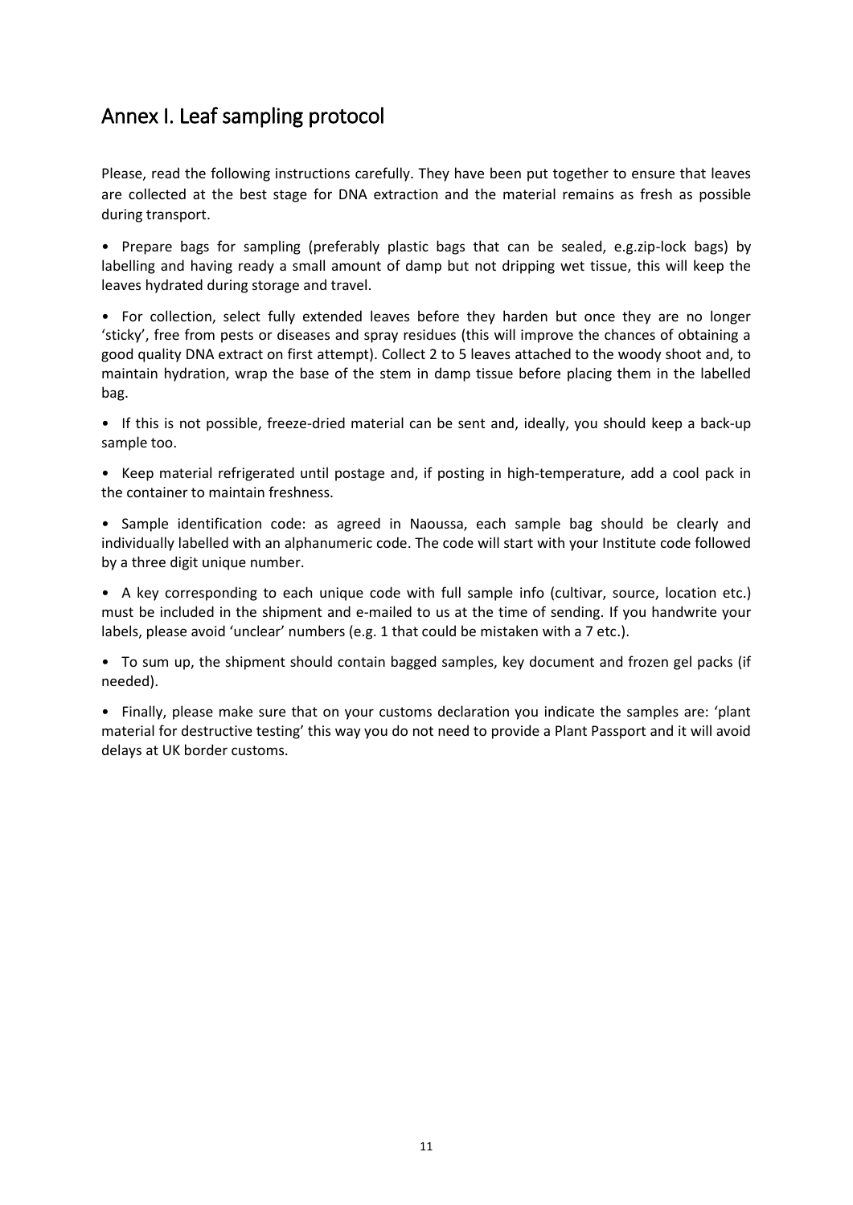# Annex I. Leaf sampling protocol

Please, read the following instructions carefully. They have been put together to ensure that leaves are collected at the best stage for DNA extraction and the material remains as fresh as possible during transport.

- Prepare bags for sampling (preferably plastic bags that can be sealed, e.g.zip-lock bags) by labelling and having ready a small amount of damp but not dripping wet tissue, this will keep the leaves hydrated during storage and travel.
- For collection, select fully extended leaves before they harden but once they are no longer 'sticky', free from pests or diseases and spray residues (this will improve the chances of obtaining a good quality DNA extract on first attempt). Collect 2 to 5 leaves attached to the woody shoot and, to maintain hydration, wrap the base of the stem in damp tissue before placing them in the labelled bag.
- If this is not possible, freeze-dried material can be sent and, ideally, you should keep a back-up sample too.
- Keep material refrigerated until postage and, if posting in high-temperature, add a cool pack in the container to maintain freshness.
- Sample identification code: as agreed in Naoussa, each sample bag should be clearly and individually labelled with an alphanumeric code. The code will start with your Institute code followed by a three digit unique number.
- A key corresponding to each unique code with full sample info (cultivar, source, location etc.) must be included in the shipment and e-mailed to us at the time of sending. If you handwrite your labels, please avoid 'unclear' numbers (e.g. 1 that could be mistaken with a 7 etc.).
- To sum up, the shipment should contain bagged samples, key document and frozen gel packs (if needed).
- Finally, please make sure that on your customs declaration you indicate the samples are: 'plant material for destructive testing' this way you do not need to provide a Plant Passport and it will avoid delays at UK border customs.